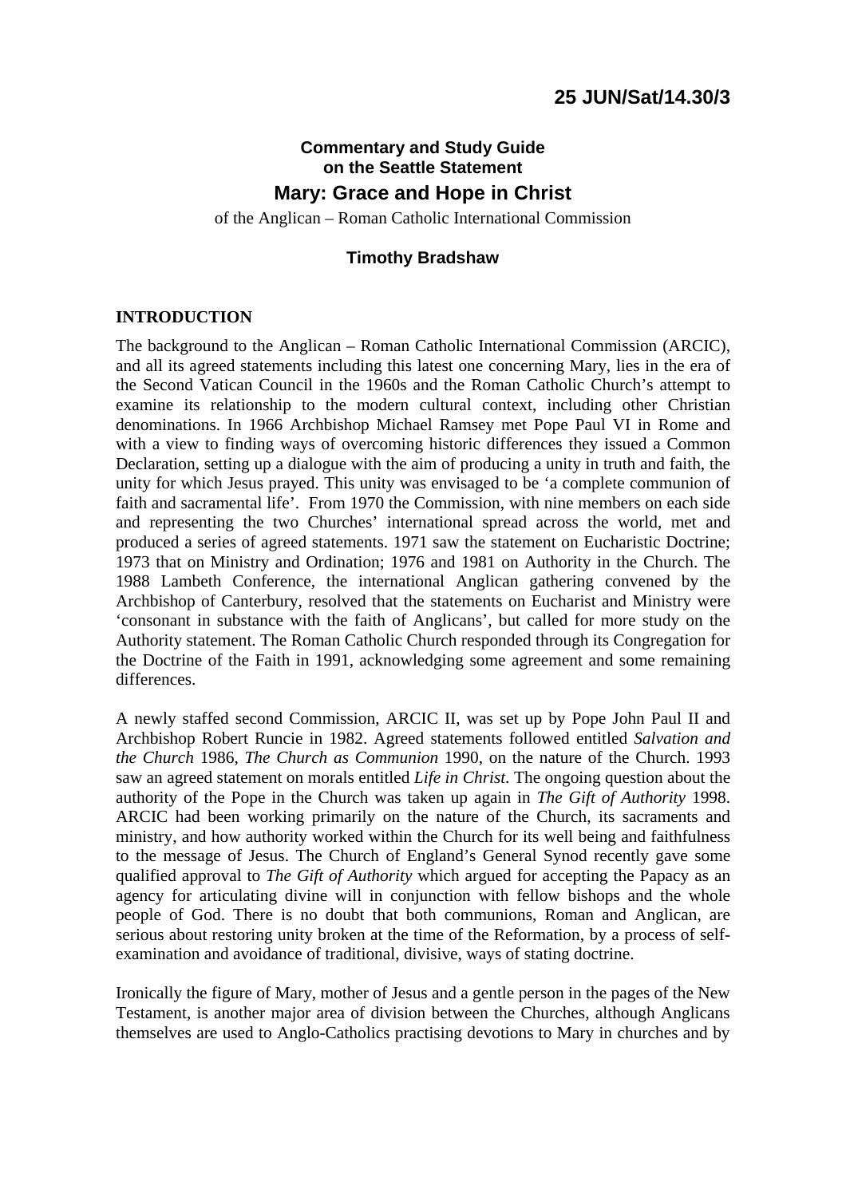**25 JUN/Sat/14.30/3**

## Commentary and Study Guide on the Seattle Statement

# Mary: Grace and Hope in Christ

of the Anglican – Roman Catholic International Commission

**Timothy Bradshaw**

### INTRODUCTION

The background to the Anglican – Roman Catholic International Commission (ARCIC), and all its agreed statements including this latest one concerning Mary, lies in the era of the Second Vatican Council in the 1960s and the Roman Catholic Church's attempt to examine its relationship to the modern cultural context, including other Christian denominations. In 1966 Archbishop Michael Ramsey met Pope Paul VI in Rome and with a view to finding ways of overcoming historic differences they issued a Common Declaration, setting up a dialogue with the aim of producing a unity in truth and faith, the unity for which Jesus prayed. This unity was envisaged to be 'a complete communion of faith and sacramental life'. From 1970 the Commission, with nine members on each side and representing the two Churches' international spread across the world, met and produced a series of agreed statements. 1971 saw the statement on Eucharistic Doctrine; 1973 that on Ministry and Ordination; 1976 and 1981 on Authority in the Church. The 1988 Lambeth Conference, the international Anglican gathering convened by the Archbishop of Canterbury, resolved that the statements on Eucharist and Ministry were 'consonant in substance with the faith of Anglicans', but called for more study on the Authority statement. The Roman Catholic Church responded through its Congregation for the Doctrine of the Faith in 1991, acknowledging some agreement and some remaining differences.

A newly staffed second Commission, ARCIC II, was set up by Pope John Paul II and Archbishop Robert Runcie in 1982. Agreed statements followed entitled *Salvation and the Church* 1986, *The Church as Communion* 1990, on the nature of the Church. 1993 saw an agreed statement on morals entitled *Life in Christ.* The ongoing question about the authority of the Pope in the Church was taken up again in *The Gift of Authority* 1998. ARCIC had been working primarily on the nature of the Church, its sacraments and ministry, and how authority worked within the Church for its well being and faithfulness to the message of Jesus. The Church of England's General Synod recently gave some qualified approval to *The Gift of Authority* which argued for accepting the Papacy as an agency for articulating divine will in conjunction with fellow bishops and the whole people of God. There is no doubt that both communions, Roman and Anglican, are serious about restoring unity broken at the time of the Reformation, by a process of self-examination and avoidance of traditional, divisive, ways of stating doctrine.

Ironically the figure of Mary, mother of Jesus and a gentle person in the pages of the New Testament, is another major area of division between the Churches, although Anglicans themselves are used to Anglo-Catholics practising devotions to Mary in churches and by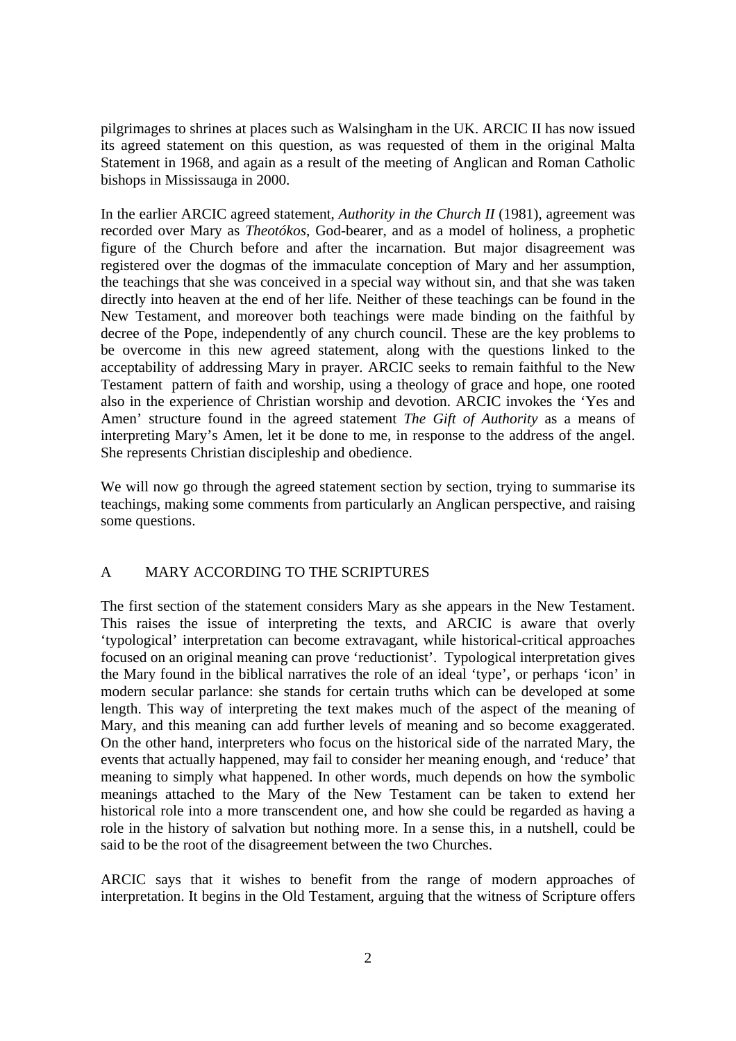pilgrimages to shrines at places such as Walsingham in the UK. ARCIC II has now issued its agreed statement on this question, as was requested of them in the original Malta Statement in 1968, and again as a result of the meeting of Anglican and Roman Catholic bishops in Mississauga in 2000.

In the earlier ARCIC agreed statement, *Authority in the Church II* (1981), agreement was recorded over Mary as *Theotókos*, God-bearer, and as a model of holiness, a prophetic figure of the Church before and after the incarnation. But major disagreement was registered over the dogmas of the immaculate conception of Mary and her assumption, the teachings that she was conceived in a special way without sin, and that she was taken directly into heaven at the end of her life. Neither of these teachings can be found in the New Testament, and moreover both teachings were made binding on the faithful by decree of the Pope, independently of any church council. These are the key problems to be overcome in this new agreed statement, along with the questions linked to the acceptability of addressing Mary in prayer. ARCIC seeks to remain faithful to the New Testament pattern of faith and worship, using a theology of grace and hope, one rooted also in the experience of Christian worship and devotion. ARCIC invokes the 'Yes and Amen' structure found in the agreed statement *The Gift of Authority* as a means of interpreting Mary's Amen, let it be done to me, in response to the address of the angel. She represents Christian discipleship and obedience.

We will now go through the agreed statement section by section, trying to summarise its teachings, making some comments from particularly an Anglican perspective, and raising some questions.

## A MARY ACCORDING TO THE SCRIPTURES

The first section of the statement considers Mary as she appears in the New Testament. This raises the issue of interpreting the texts, and ARCIC is aware that overly 'typological' interpretation can become extravagant, while historical-critical approaches focused on an original meaning can prove 'reductionist'. Typological interpretation gives the Mary found in the biblical narratives the role of an ideal 'type', or perhaps 'icon' in modern secular parlance: she stands for certain truths which can be developed at some length. This way of interpreting the text makes much of the aspect of the meaning of Mary, and this meaning can add further levels of meaning and so become exaggerated. On the other hand, interpreters who focus on the historical side of the narrated Mary, the events that actually happened, may fail to consider her meaning enough, and 'reduce' that meaning to simply what happened. In other words, much depends on how the symbolic meanings attached to the Mary of the New Testament can be taken to extend her historical role into a more transcendent one, and how she could be regarded as having a role in the history of salvation but nothing more. In a sense this, in a nutshell, could be said to be the root of the disagreement between the two Churches.

ARCIC says that it wishes to benefit from the range of modern approaches of interpretation. It begins in the Old Testament, arguing that the witness of Scripture offers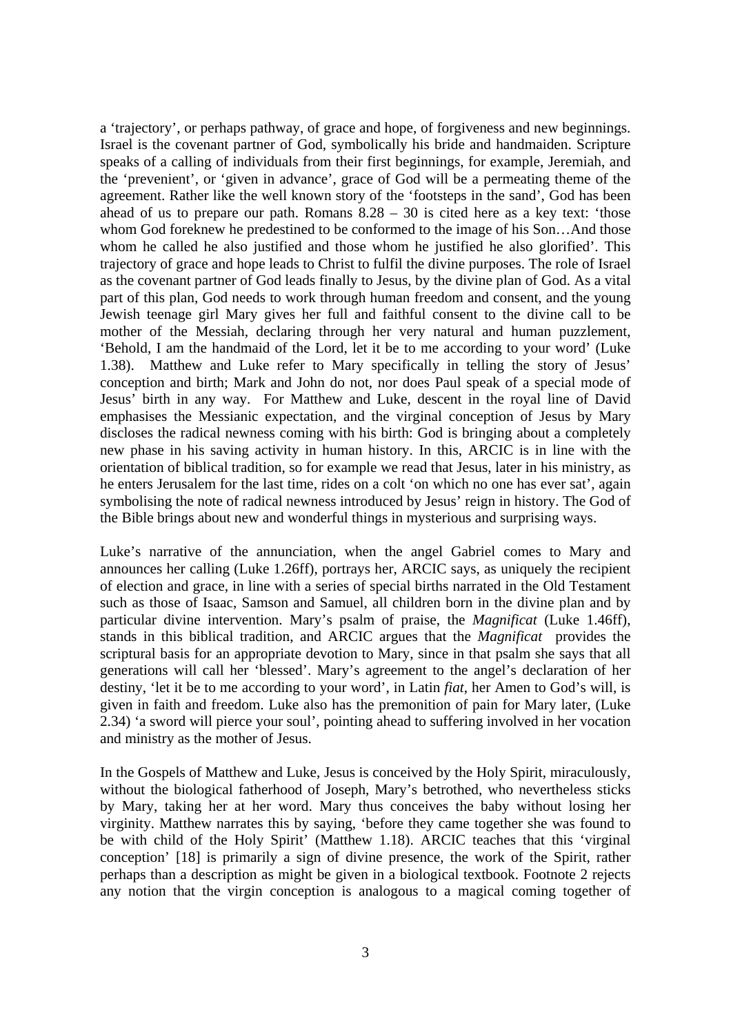a 'trajectory', or perhaps pathway, of grace and hope, of forgiveness and new beginnings. Israel is the covenant partner of God, symbolically his bride and handmaiden. Scripture speaks of a calling of individuals from their first beginnings, for example, Jeremiah, and the 'prevenient', or 'given in advance', grace of God will be a permeating theme of the agreement. Rather like the well known story of the 'footsteps in the sand', God has been ahead of us to prepare our path. Romans 8.28 – 30 is cited here as a key text: 'those whom God foreknew he predestined to be conformed to the image of his Son…And those whom he called he also justified and those whom he justified he also glorified'. This trajectory of grace and hope leads to Christ to fulfil the divine purposes. The role of Israel as the covenant partner of God leads finally to Jesus, by the divine plan of God. As a vital part of this plan, God needs to work through human freedom and consent, and the young Jewish teenage girl Mary gives her full and faithful consent to the divine call to be mother of the Messiah, declaring through her very natural and human puzzlement, 'Behold, I am the handmaid of the Lord, let it be to me according to your word' (Luke 1.38). Matthew and Luke refer to Mary specifically in telling the story of Jesus' conception and birth; Mark and John do not, nor does Paul speak of a special mode of Jesus' birth in any way. For Matthew and Luke, descent in the royal line of David emphasises the Messianic expectation, and the virginal conception of Jesus by Mary discloses the radical newness coming with his birth: God is bringing about a completely new phase in his saving activity in human history. In this, ARCIC is in line with the orientation of biblical tradition, so for example we read that Jesus, later in his ministry, as he enters Jerusalem for the last time, rides on a colt 'on which no one has ever sat', again symbolising the note of radical newness introduced by Jesus' reign in history. The God of the Bible brings about new and wonderful things in mysterious and surprising ways.

Luke's narrative of the annunciation, when the angel Gabriel comes to Mary and announces her calling (Luke 1.26ff), portrays her, ARCIC says, as uniquely the recipient of election and grace, in line with a series of special births narrated in the Old Testament such as those of Isaac, Samson and Samuel, all children born in the divine plan and by particular divine intervention. Mary's psalm of praise, the *Magnificat* (Luke 1.46ff), stands in this biblical tradition, and ARCIC argues that the *Magnificat* provides the scriptural basis for an appropriate devotion to Mary, since in that psalm she says that all generations will call her 'blessed'. Mary's agreement to the angel's declaration of her destiny, 'let it be to me according to your word', in Latin *fiat*, her Amen to God's will, is given in faith and freedom. Luke also has the premonition of pain for Mary later, (Luke 2.34) 'a sword will pierce your soul', pointing ahead to suffering involved in her vocation and ministry as the mother of Jesus.

In the Gospels of Matthew and Luke, Jesus is conceived by the Holy Spirit, miraculously, without the biological fatherhood of Joseph, Mary's betrothed, who nevertheless sticks by Mary, taking her at her word. Mary thus conceives the baby without losing her virginity. Matthew narrates this by saying, 'before they came together she was found to be with child of the Holy Spirit' (Matthew 1.18). ARCIC teaches that this 'virginal conception' [18] is primarily a sign of divine presence, the work of the Spirit, rather perhaps than a description as might be given in a biological textbook. Footnote 2 rejects any notion that the virgin conception is analogous to a magical coming together of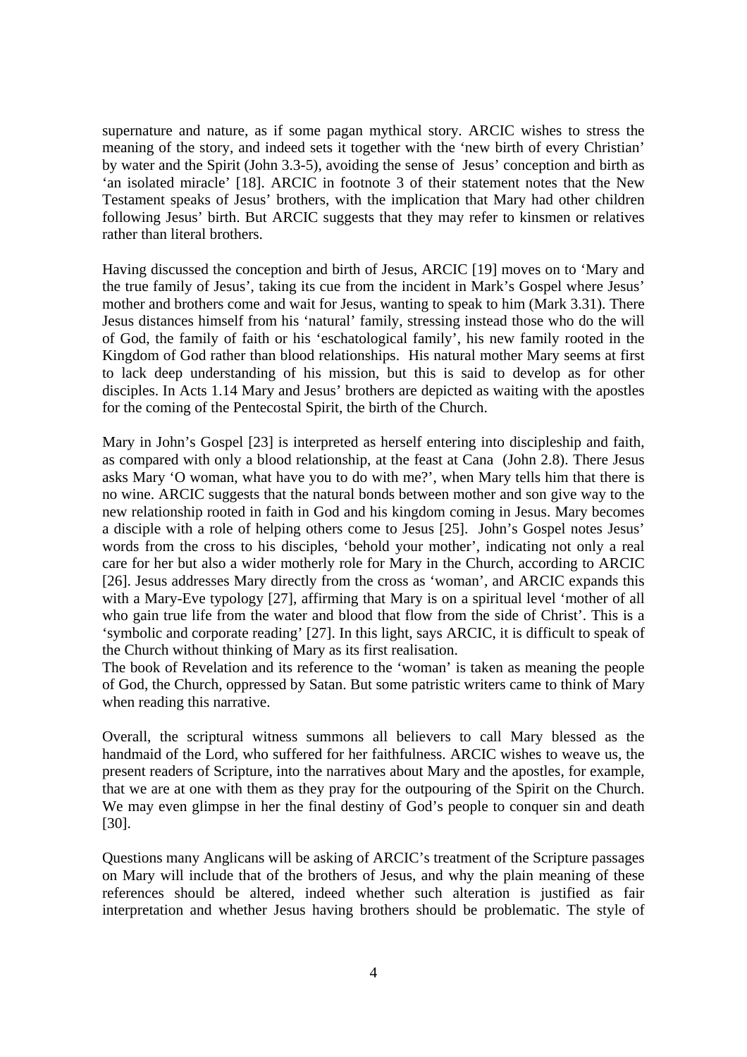supernature and nature, as if some pagan mythical story. ARCIC wishes to stress the meaning of the story, and indeed sets it together with the 'new birth of every Christian' by water and the Spirit (John 3.3-5), avoiding the sense of Jesus' conception and birth as 'an isolated miracle' [18]. ARCIC in footnote 3 of their statement notes that the New Testament speaks of Jesus' brothers, with the implication that Mary had other children following Jesus' birth. But ARCIC suggests that they may refer to kinsmen or relatives rather than literal brothers.

Having discussed the conception and birth of Jesus, ARCIC [19] moves on to 'Mary and the true family of Jesus', taking its cue from the incident in Mark's Gospel where Jesus' mother and brothers come and wait for Jesus, wanting to speak to him (Mark 3.31). There Jesus distances himself from his 'natural' family, stressing instead those who do the will of God, the family of faith or his 'eschatological family', his new family rooted in the Kingdom of God rather than blood relationships. His natural mother Mary seems at first to lack deep understanding of his mission, but this is said to develop as for other disciples. In Acts 1.14 Mary and Jesus' brothers are depicted as waiting with the apostles for the coming of the Pentecostal Spirit, the birth of the Church.

Mary in John's Gospel [23] is interpreted as herself entering into discipleship and faith, as compared with only a blood relationship, at the feast at Cana (John 2.8). There Jesus asks Mary 'O woman, what have you to do with me?', when Mary tells him that there is no wine. ARCIC suggests that the natural bonds between mother and son give way to the new relationship rooted in faith in God and his kingdom coming in Jesus. Mary becomes a disciple with a role of helping others come to Jesus [25]. John's Gospel notes Jesus' words from the cross to his disciples, 'behold your mother', indicating not only a real care for her but also a wider motherly role for Mary in the Church, according to ARCIC [26]. Jesus addresses Mary directly from the cross as 'woman', and ARCIC expands this with a Mary-Eve typology [27], affirming that Mary is on a spiritual level 'mother of all who gain true life from the water and blood that flow from the side of Christ'. This is a 'symbolic and corporate reading' [27]. In this light, says ARCIC, it is difficult to speak of the Church without thinking of Mary as its first realisation.
The book of Revelation and its reference to the 'woman' is taken as meaning the people of God, the Church, oppressed by Satan. But some patristic writers came to think of Mary when reading this narrative.

Overall, the scriptural witness summons all believers to call Mary blessed as the handmaid of the Lord, who suffered for her faithfulness. ARCIC wishes to weave us, the present readers of Scripture, into the narratives about Mary and the apostles, for example, that we are at one with them as they pray for the outpouring of the Spirit on the Church. We may even glimpse in her the final destiny of God's people to conquer sin and death [30].

Questions many Anglicans will be asking of ARCIC's treatment of the Scripture passages on Mary will include that of the brothers of Jesus, and why the plain meaning of these references should be altered, indeed whether such alteration is justified as fair interpretation and whether Jesus having brothers should be problematic. The style of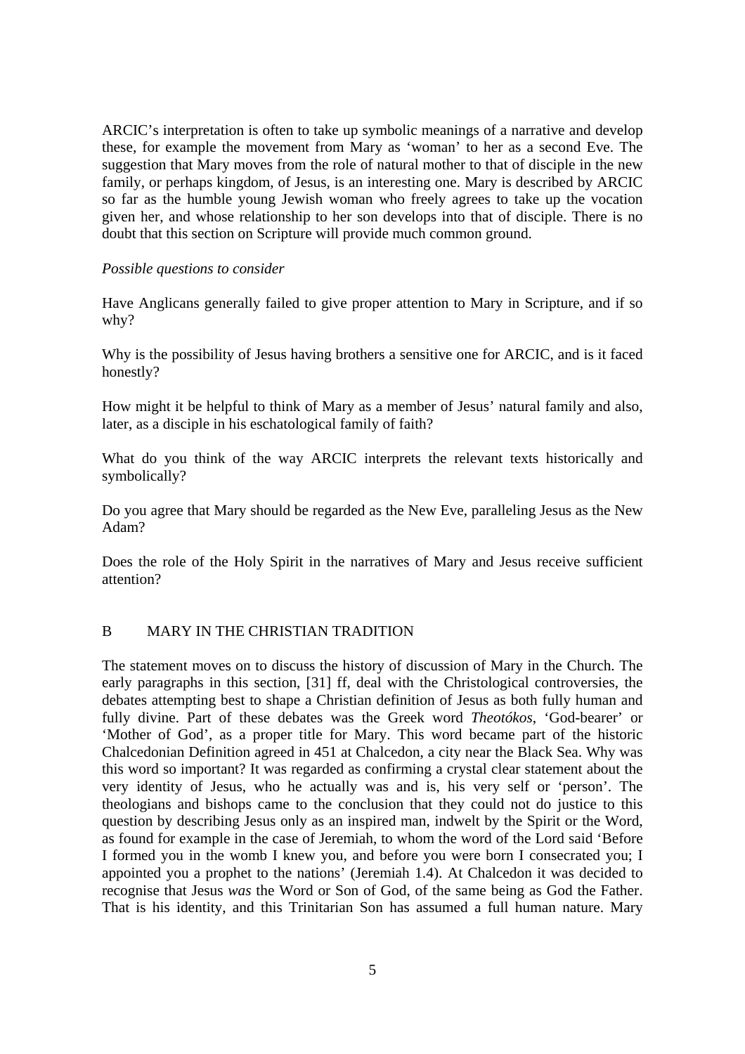ARCIC's interpretation is often to take up symbolic meanings of a narrative and develop these, for example the movement from Mary as 'woman' to her as a second Eve. The suggestion that Mary moves from the role of natural mother to that of disciple in the new family, or perhaps kingdom, of Jesus, is an interesting one. Mary is described by ARCIC so far as the humble young Jewish woman who freely agrees to take up the vocation given her, and whose relationship to her son develops into that of disciple. There is no doubt that this section on Scripture will provide much common ground.

*Possible questions to consider*

Have Anglicans generally failed to give proper attention to Mary in Scripture, and if so why?

Why is the possibility of Jesus having brothers a sensitive one for ARCIC, and is it faced honestly?

How might it be helpful to think of Mary as a member of Jesus' natural family and also, later, as a disciple in his eschatological family of faith?

What do you think of the way ARCIC interprets the relevant texts historically and symbolically?

Do you agree that Mary should be regarded as the New Eve, paralleling Jesus as the New Adam?

Does the role of the Holy Spirit in the narratives of Mary and Jesus receive sufficient attention?

## B MARY IN THE CHRISTIAN TRADITION

The statement moves on to discuss the history of discussion of Mary in the Church. The early paragraphs in this section, [31] ff, deal with the Christological controversies, the debates attempting best to shape a Christian definition of Jesus as both fully human and fully divine. Part of these debates was the Greek word *Theotókos*, 'God-bearer' or 'Mother of God', as a proper title for Mary. This word became part of the historic Chalcedonian Definition agreed in 451 at Chalcedon, a city near the Black Sea. Why was this word so important? It was regarded as confirming a crystal clear statement about the very identity of Jesus, who he actually was and is, his very self or 'person'. The theologians and bishops came to the conclusion that they could not do justice to this question by describing Jesus only as an inspired man, indwelt by the Spirit or the Word, as found for example in the case of Jeremiah, to whom the word of the Lord said 'Before I formed you in the womb I knew you, and before you were born I consecrated you; I appointed you a prophet to the nations' (Jeremiah 1.4). At Chalcedon it was decided to recognise that Jesus *was* the Word or Son of God, of the same being as God the Father. That is his identity, and this Trinitarian Son has assumed a full human nature. Mary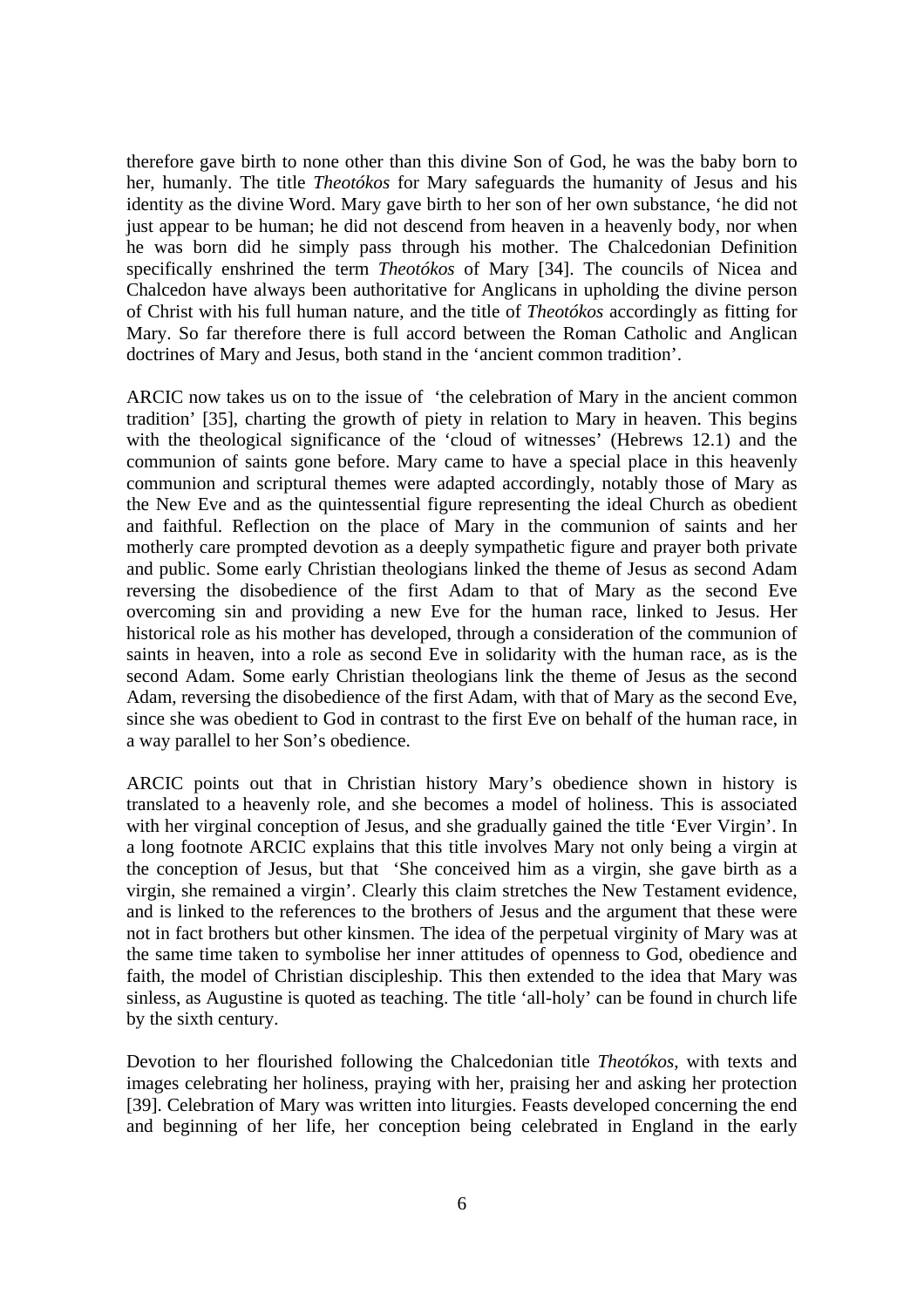therefore gave birth to none other than this divine Son of God, he was the baby born to her, humanly. The title *Theotókos* for Mary safeguards the humanity of Jesus and his identity as the divine Word. Mary gave birth to her son of her own substance, 'he did not just appear to be human; he did not descend from heaven in a heavenly body, nor when he was born did he simply pass through his mother. The Chalcedonian Definition specifically enshrined the term *Theotókos* of Mary [34]. The councils of Nicea and Chalcedon have always been authoritative for Anglicans in upholding the divine person of Christ with his full human nature, and the title of *Theotókos* accordingly as fitting for Mary. So far therefore there is full accord between the Roman Catholic and Anglican doctrines of Mary and Jesus, both stand in the 'ancient common tradition'.

ARCIC now takes us on to the issue of 'the celebration of Mary in the ancient common tradition' [35], charting the growth of piety in relation to Mary in heaven. This begins with the theological significance of the 'cloud of witnesses' (Hebrews 12.1) and the communion of saints gone before. Mary came to have a special place in this heavenly communion and scriptural themes were adapted accordingly, notably those of Mary as the New Eve and as the quintessential figure representing the ideal Church as obedient and faithful. Reflection on the place of Mary in the communion of saints and her motherly care prompted devotion as a deeply sympathetic figure and prayer both private and public. Some early Christian theologians linked the theme of Jesus as second Adam reversing the disobedience of the first Adam to that of Mary as the second Eve overcoming sin and providing a new Eve for the human race, linked to Jesus. Her historical role as his mother has developed, through a consideration of the communion of saints in heaven, into a role as second Eve in solidarity with the human race, as is the second Adam. Some early Christian theologians link the theme of Jesus as the second Adam, reversing the disobedience of the first Adam, with that of Mary as the second Eve, since she was obedient to God in contrast to the first Eve on behalf of the human race, in a way parallel to her Son's obedience.

ARCIC points out that in Christian history Mary's obedience shown in history is translated to a heavenly role, and she becomes a model of holiness. This is associated with her virginal conception of Jesus, and she gradually gained the title 'Ever Virgin'. In a long footnote ARCIC explains that this title involves Mary not only being a virgin at the conception of Jesus, but that 'She conceived him as a virgin, she gave birth as a virgin, she remained a virgin'. Clearly this claim stretches the New Testament evidence, and is linked to the references to the brothers of Jesus and the argument that these were not in fact brothers but other kinsmen. The idea of the perpetual virginity of Mary was at the same time taken to symbolise her inner attitudes of openness to God, obedience and faith, the model of Christian discipleship. This then extended to the idea that Mary was sinless, as Augustine is quoted as teaching. The title 'all-holy' can be found in church life by the sixth century.

Devotion to her flourished following the Chalcedonian title *Theotókos*, with texts and images celebrating her holiness, praying with her, praising her and asking her protection [39]. Celebration of Mary was written into liturgies. Feasts developed concerning the end and beginning of her life, her conception being celebrated in England in the early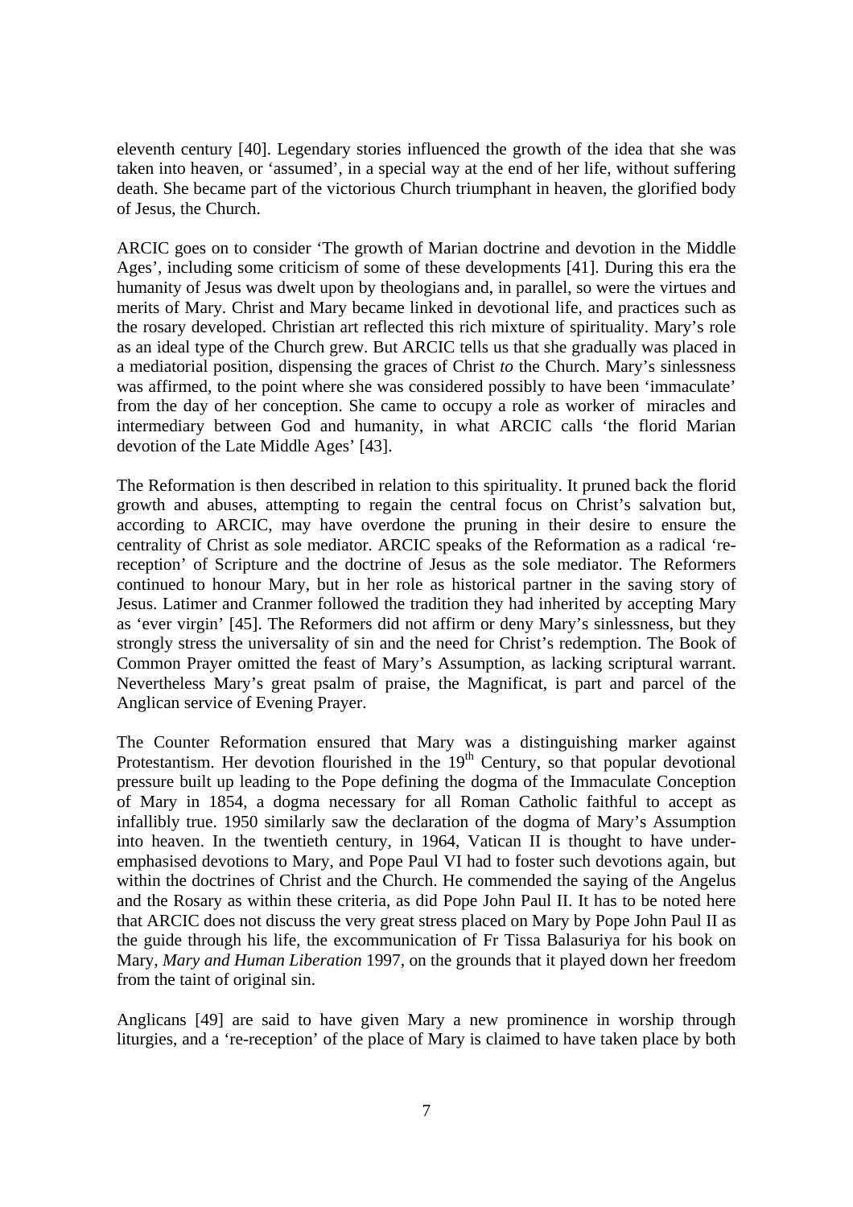eleventh century [40]. Legendary stories influenced the growth of the idea that she was taken into heaven, or 'assumed', in a special way at the end of her life, without suffering death. She became part of the victorious Church triumphant in heaven, the glorified body of Jesus, the Church.

ARCIC goes on to consider 'The growth of Marian doctrine and devotion in the Middle Ages', including some criticism of some of these developments [41]. During this era the humanity of Jesus was dwelt upon by theologians and, in parallel, so were the virtues and merits of Mary. Christ and Mary became linked in devotional life, and practices such as the rosary developed. Christian art reflected this rich mixture of spirituality. Mary's role as an ideal type of the Church grew. But ARCIC tells us that she gradually was placed in a mediatorial position, dispensing the graces of Christ *to* the Church. Mary's sinlessness was affirmed, to the point where she was considered possibly to have been 'immaculate' from the day of her conception. She came to occupy a role as worker of miracles and intermediary between God and humanity, in what ARCIC calls 'the florid Marian devotion of the Late Middle Ages' [43].

The Reformation is then described in relation to this spirituality. It pruned back the florid growth and abuses, attempting to regain the central focus on Christ's salvation but, according to ARCIC, may have overdone the pruning in their desire to ensure the centrality of Christ as sole mediator. ARCIC speaks of the Reformation as a radical 're-reception' of Scripture and the doctrine of Jesus as the sole mediator. The Reformers continued to honour Mary, but in her role as historical partner in the saving story of Jesus. Latimer and Cranmer followed the tradition they had inherited by accepting Mary as 'ever virgin' [45]. The Reformers did not affirm or deny Mary's sinlessness, but they strongly stress the universality of sin and the need for Christ's redemption. The Book of Common Prayer omitted the feast of Mary's Assumption, as lacking scriptural warrant. Nevertheless Mary's great psalm of praise, the Magnificat, is part and parcel of the Anglican service of Evening Prayer.

The Counter Reformation ensured that Mary was a distinguishing marker against Protestantism. Her devotion flourished in the 19th Century, so that popular devotional pressure built up leading to the Pope defining the dogma of the Immaculate Conception of Mary in 1854, a dogma necessary for all Roman Catholic faithful to accept as infallibly true. 1950 similarly saw the declaration of the dogma of Mary's Assumption into heaven. In the twentieth century, in 1964, Vatican II is thought to have under-emphasised devotions to Mary, and Pope Paul VI had to foster such devotions again, but within the doctrines of Christ and the Church. He commended the saying of the Angelus and the Rosary as within these criteria, as did Pope John Paul II. It has to be noted here that ARCIC does not discuss the very great stress placed on Mary by Pope John Paul II as the guide through his life, the excommunication of Fr Tissa Balasuriya for his book on Mary, *Mary and Human Liberation* 1997, on the grounds that it played down her freedom from the taint of original sin.

Anglicans [49] are said to have given Mary a new prominence in worship through liturgies, and a 're-reception' of the place of Mary is claimed to have taken place by both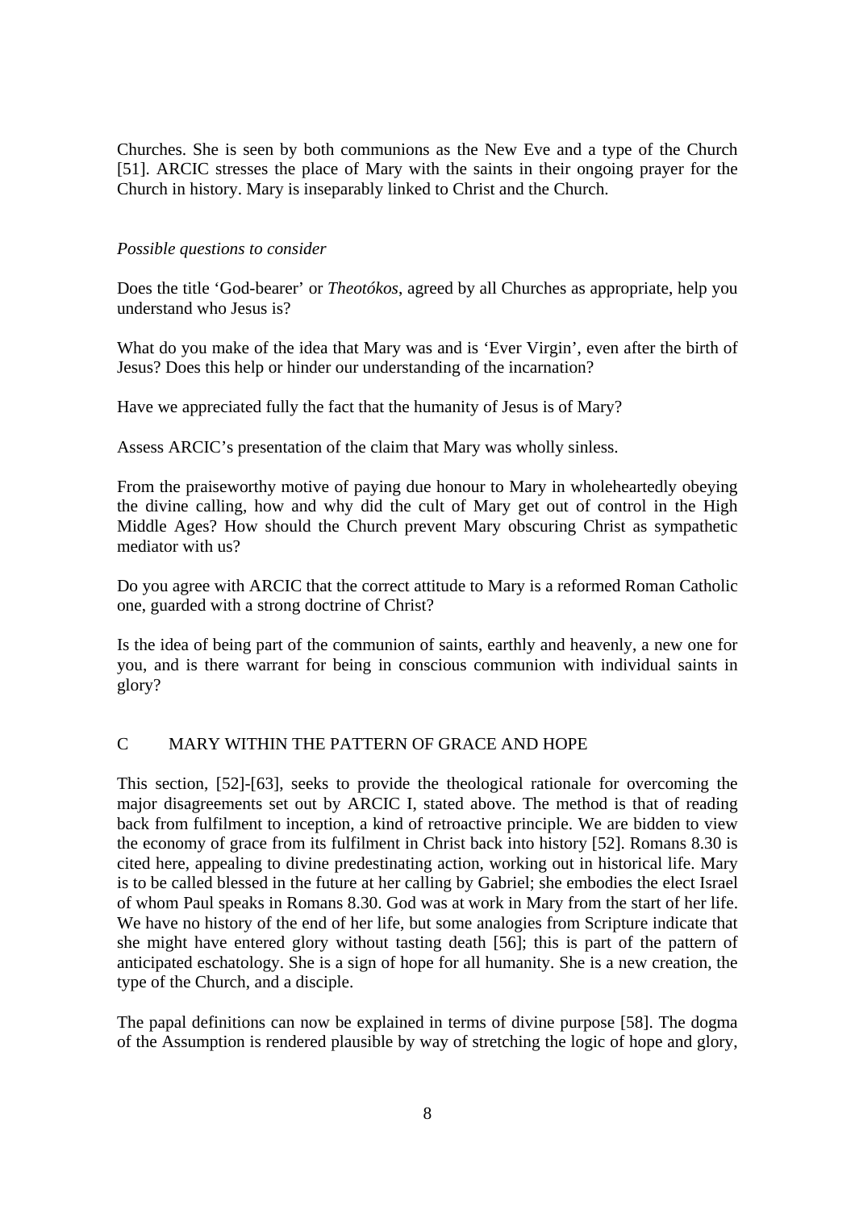Churches. She is seen by both communions as the New Eve and a type of the Church [51]. ARCIC stresses the place of Mary with the saints in their ongoing prayer for the Church in history. Mary is inseparably linked to Christ and the Church.

*Possible questions to consider*

Does the title 'God-bearer' or *Theotókos*, agreed by all Churches as appropriate, help you understand who Jesus is?

What do you make of the idea that Mary was and is 'Ever Virgin', even after the birth of Jesus? Does this help or hinder our understanding of the incarnation?

Have we appreciated fully the fact that the humanity of Jesus is of Mary?

Assess ARCIC's presentation of the claim that Mary was wholly sinless.

From the praiseworthy motive of paying due honour to Mary in wholeheartedly obeying the divine calling, how and why did the cult of Mary get out of control in the High Middle Ages? How should the Church prevent Mary obscuring Christ as sympathetic mediator with us?

Do you agree with ARCIC that the correct attitude to Mary is a reformed Roman Catholic one, guarded with a strong doctrine of Christ?

Is the idea of being part of the communion of saints, earthly and heavenly, a new one for you, and is there warrant for being in conscious communion with individual saints in glory?

## C MARY WITHIN THE PATTERN OF GRACE AND HOPE

This section, [52]-[63], seeks to provide the theological rationale for overcoming the major disagreements set out by ARCIC I, stated above. The method is that of reading back from fulfilment to inception, a kind of retroactive principle. We are bidden to view the economy of grace from its fulfilment in Christ back into history [52]. Romans 8.30 is cited here, appealing to divine predestinating action, working out in historical life. Mary is to be called blessed in the future at her calling by Gabriel; she embodies the elect Israel of whom Paul speaks in Romans 8.30. God was at work in Mary from the start of her life. We have no history of the end of her life, but some analogies from Scripture indicate that she might have entered glory without tasting death [56]; this is part of the pattern of anticipated eschatology. She is a sign of hope for all humanity. She is a new creation, the type of the Church, and a disciple.

The papal definitions can now be explained in terms of divine purpose [58]. The dogma of the Assumption is rendered plausible by way of stretching the logic of hope and glory,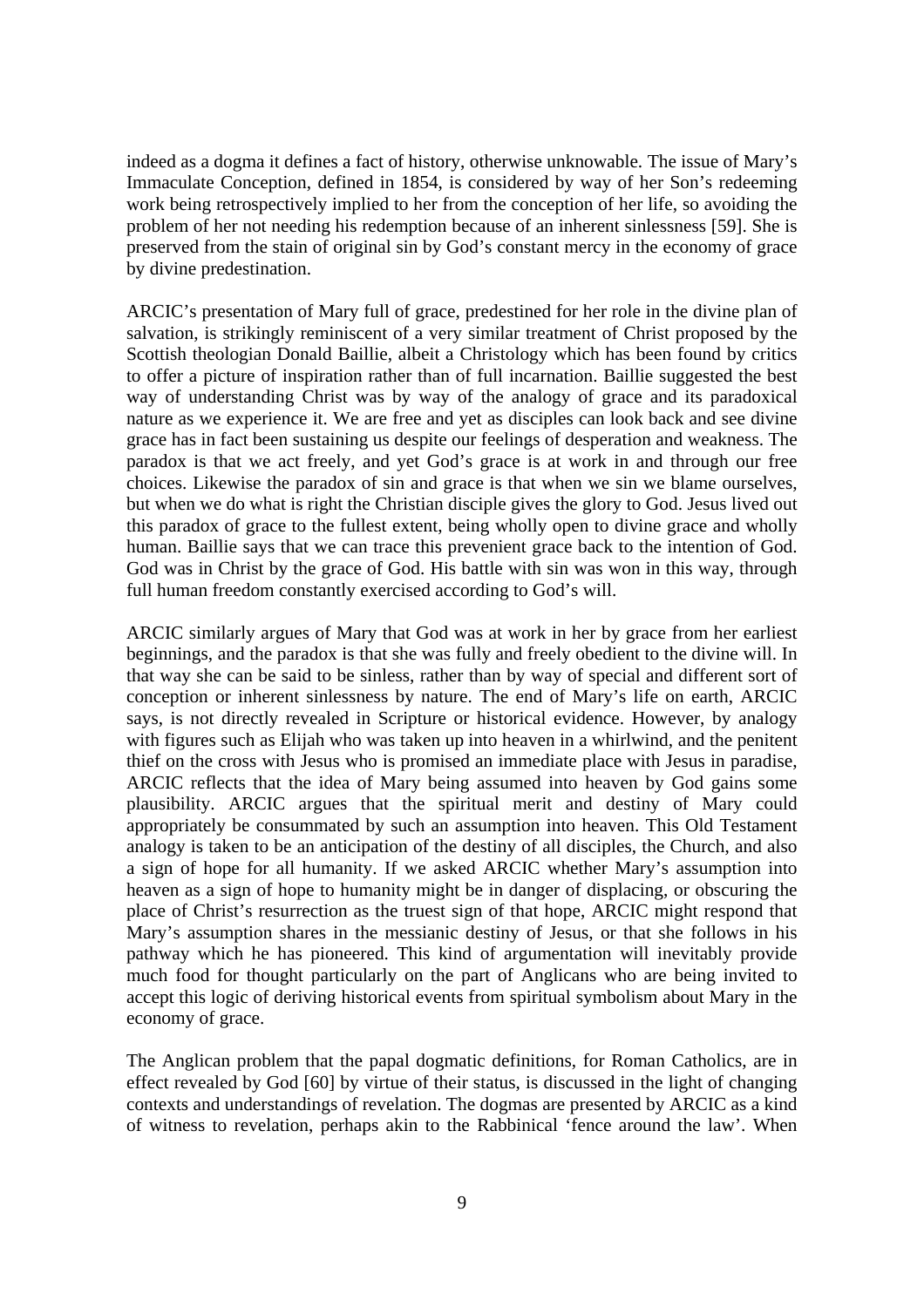indeed as a dogma it defines a fact of history, otherwise unknowable. The issue of Mary's Immaculate Conception, defined in 1854, is considered by way of her Son's redeeming work being retrospectively implied to her from the conception of her life, so avoiding the problem of her not needing his redemption because of an inherent sinlessness [59]. She is preserved from the stain of original sin by God's constant mercy in the economy of grace by divine predestination.

ARCIC's presentation of Mary full of grace, predestined for her role in the divine plan of salvation, is strikingly reminiscent of a very similar treatment of Christ proposed by the Scottish theologian Donald Baillie, albeit a Christology which has been found by critics to offer a picture of inspiration rather than of full incarnation. Baillie suggested the best way of understanding Christ was by way of the analogy of grace and its paradoxical nature as we experience it. We are free and yet as disciples can look back and see divine grace has in fact been sustaining us despite our feelings of desperation and weakness. The paradox is that we act freely, and yet God's grace is at work in and through our free choices. Likewise the paradox of sin and grace is that when we sin we blame ourselves, but when we do what is right the Christian disciple gives the glory to God. Jesus lived out this paradox of grace to the fullest extent, being wholly open to divine grace and wholly human. Baillie says that we can trace this prevenient grace back to the intention of God. God was in Christ by the grace of God. His battle with sin was won in this way, through full human freedom constantly exercised according to God's will.

ARCIC similarly argues of Mary that God was at work in her by grace from her earliest beginnings, and the paradox is that she was fully and freely obedient to the divine will. In that way she can be said to be sinless, rather than by way of special and different sort of conception or inherent sinlessness by nature. The end of Mary's life on earth, ARCIC says, is not directly revealed in Scripture or historical evidence. However, by analogy with figures such as Elijah who was taken up into heaven in a whirlwind, and the penitent thief on the cross with Jesus who is promised an immediate place with Jesus in paradise, ARCIC reflects that the idea of Mary being assumed into heaven by God gains some plausibility. ARCIC argues that the spiritual merit and destiny of Mary could appropriately be consummated by such an assumption into heaven. This Old Testament analogy is taken to be an anticipation of the destiny of all disciples, the Church, and also a sign of hope for all humanity. If we asked ARCIC whether Mary's assumption into heaven as a sign of hope to humanity might be in danger of displacing, or obscuring the place of Christ's resurrection as the truest sign of that hope, ARCIC might respond that Mary's assumption shares in the messianic destiny of Jesus, or that she follows in his pathway which he has pioneered. This kind of argumentation will inevitably provide much food for thought particularly on the part of Anglicans who are being invited to accept this logic of deriving historical events from spiritual symbolism about Mary in the economy of grace.

The Anglican problem that the papal dogmatic definitions, for Roman Catholics, are in effect revealed by God [60] by virtue of their status, is discussed in the light of changing contexts and understandings of revelation. The dogmas are presented by ARCIC as a kind of witness to revelation, perhaps akin to the Rabbinical 'fence around the law'. When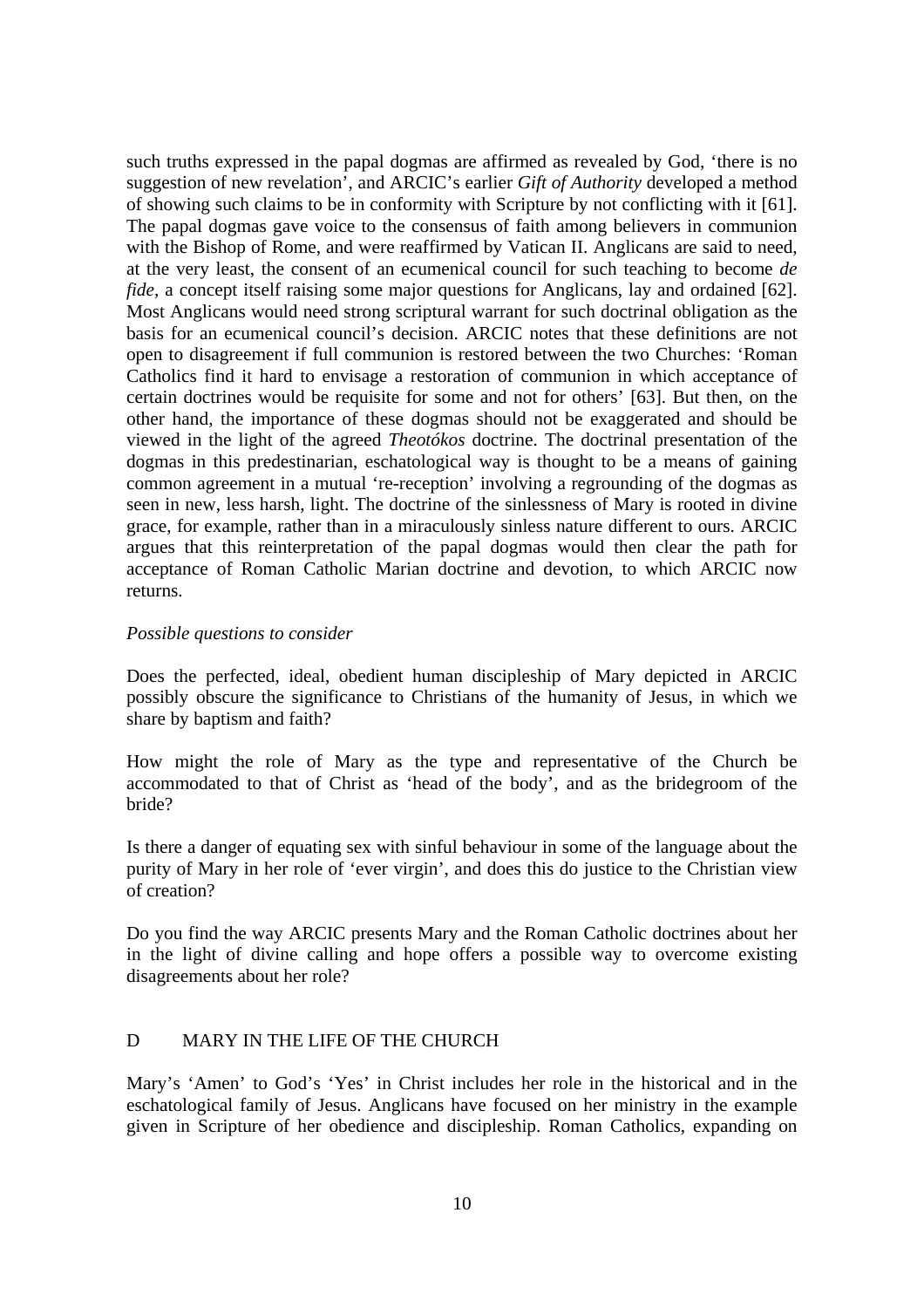such truths expressed in the papal dogmas are affirmed as revealed by God, 'there is no suggestion of new revelation', and ARCIC's earlier *Gift of Authority* developed a method of showing such claims to be in conformity with Scripture by not conflicting with it [61]. The papal dogmas gave voice to the consensus of faith among believers in communion with the Bishop of Rome, and were reaffirmed by Vatican II. Anglicans are said to need, at the very least, the consent of an ecumenical council for such teaching to become *de fide*, a concept itself raising some major questions for Anglicans, lay and ordained [62]. Most Anglicans would need strong scriptural warrant for such doctrinal obligation as the basis for an ecumenical council's decision. ARCIC notes that these definitions are not open to disagreement if full communion is restored between the two Churches: 'Roman Catholics find it hard to envisage a restoration of communion in which acceptance of certain doctrines would be requisite for some and not for others' [63]. But then, on the other hand, the importance of these dogmas should not be exaggerated and should be viewed in the light of the agreed *Theotókos* doctrine. The doctrinal presentation of the dogmas in this predestinarian, eschatological way is thought to be a means of gaining common agreement in a mutual 're-reception' involving a regrounding of the dogmas as seen in new, less harsh, light. The doctrine of the sinlessness of Mary is rooted in divine grace, for example, rather than in a miraculously sinless nature different to ours. ARCIC argues that this reinterpretation of the papal dogmas would then clear the path for acceptance of Roman Catholic Marian doctrine and devotion, to which ARCIC now returns.

*Possible questions to consider*

Does the perfected, ideal, obedient human discipleship of Mary depicted in ARCIC possibly obscure the significance to Christians of the humanity of Jesus, in which we share by baptism and faith?

How might the role of Mary as the type and representative of the Church be accommodated to that of Christ as 'head of the body', and as the bridegroom of the bride?

Is there a danger of equating sex with sinful behaviour in some of the language about the purity of Mary in her role of 'ever virgin', and does this do justice to the Christian view of creation?

Do you find the way ARCIC presents Mary and the Roman Catholic doctrines about her in the light of divine calling and hope offers a possible way to overcome existing disagreements about her role?

## D MARY IN THE LIFE OF THE CHURCH

Mary's 'Amen' to God's 'Yes' in Christ includes her role in the historical and in the eschatological family of Jesus. Anglicans have focused on her ministry in the example given in Scripture of her obedience and discipleship. Roman Catholics, expanding on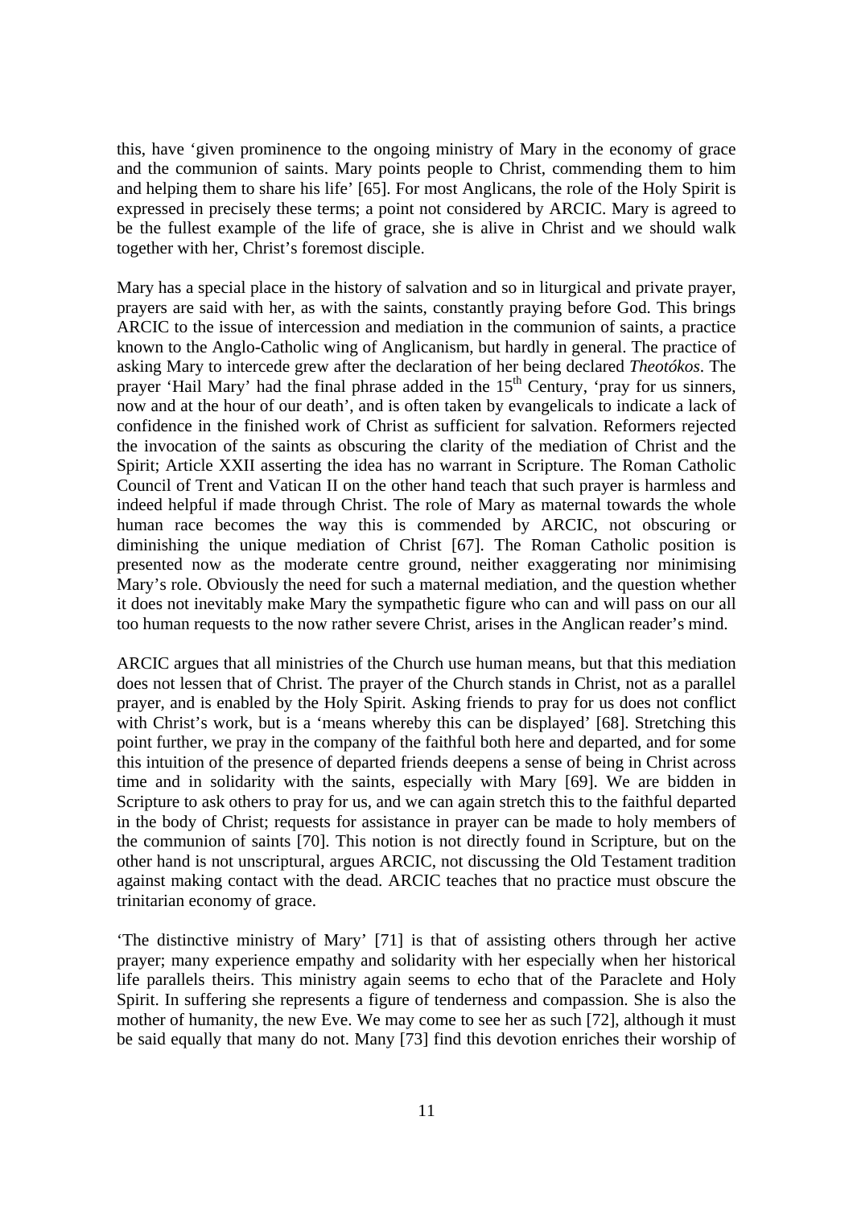this, have 'given prominence to the ongoing ministry of Mary in the economy of grace and the communion of saints. Mary points people to Christ, commending them to him and helping them to share his life' [65]. For most Anglicans, the role of the Holy Spirit is expressed in precisely these terms; a point not considered by ARCIC. Mary is agreed to be the fullest example of the life of grace, she is alive in Christ and we should walk together with her, Christ's foremost disciple.

Mary has a special place in the history of salvation and so in liturgical and private prayer, prayers are said with her, as with the saints, constantly praying before God. This brings ARCIC to the issue of intercession and mediation in the communion of saints, a practice known to the Anglo-Catholic wing of Anglicanism, but hardly in general. The practice of asking Mary to intercede grew after the declaration of her being declared *Theotókos*. The prayer 'Hail Mary' had the final phrase added in the 15th Century, 'pray for us sinners, now and at the hour of our death', and is often taken by evangelicals to indicate a lack of confidence in the finished work of Christ as sufficient for salvation. Reformers rejected the invocation of the saints as obscuring the clarity of the mediation of Christ and the Spirit; Article XXII asserting the idea has no warrant in Scripture. The Roman Catholic Council of Trent and Vatican II on the other hand teach that such prayer is harmless and indeed helpful if made through Christ. The role of Mary as maternal towards the whole human race becomes the way this is commended by ARCIC, not obscuring or diminishing the unique mediation of Christ [67]. The Roman Catholic position is presented now as the moderate centre ground, neither exaggerating nor minimising Mary's role. Obviously the need for such a maternal mediation, and the question whether it does not inevitably make Mary the sympathetic figure who can and will pass on our all too human requests to the now rather severe Christ, arises in the Anglican reader's mind.

ARCIC argues that all ministries of the Church use human means, but that this mediation does not lessen that of Christ. The prayer of the Church stands in Christ, not as a parallel prayer, and is enabled by the Holy Spirit. Asking friends to pray for us does not conflict with Christ's work, but is a 'means whereby this can be displayed' [68]. Stretching this point further, we pray in the company of the faithful both here and departed, and for some this intuition of the presence of departed friends deepens a sense of being in Christ across time and in solidarity with the saints, especially with Mary [69]. We are bidden in Scripture to ask others to pray for us, and we can again stretch this to the faithful departed in the body of Christ; requests for assistance in prayer can be made to holy members of the communion of saints [70]. This notion is not directly found in Scripture, but on the other hand is not unscriptural, argues ARCIC, not discussing the Old Testament tradition against making contact with the dead. ARCIC teaches that no practice must obscure the trinitarian economy of grace.

'The distinctive ministry of Mary' [71] is that of assisting others through her active prayer; many experience empathy and solidarity with her especially when her historical life parallels theirs. This ministry again seems to echo that of the Paraclete and Holy Spirit. In suffering she represents a figure of tenderness and compassion. She is also the mother of humanity, the new Eve. We may come to see her as such [72], although it must be said equally that many do not. Many [73] find this devotion enriches their worship of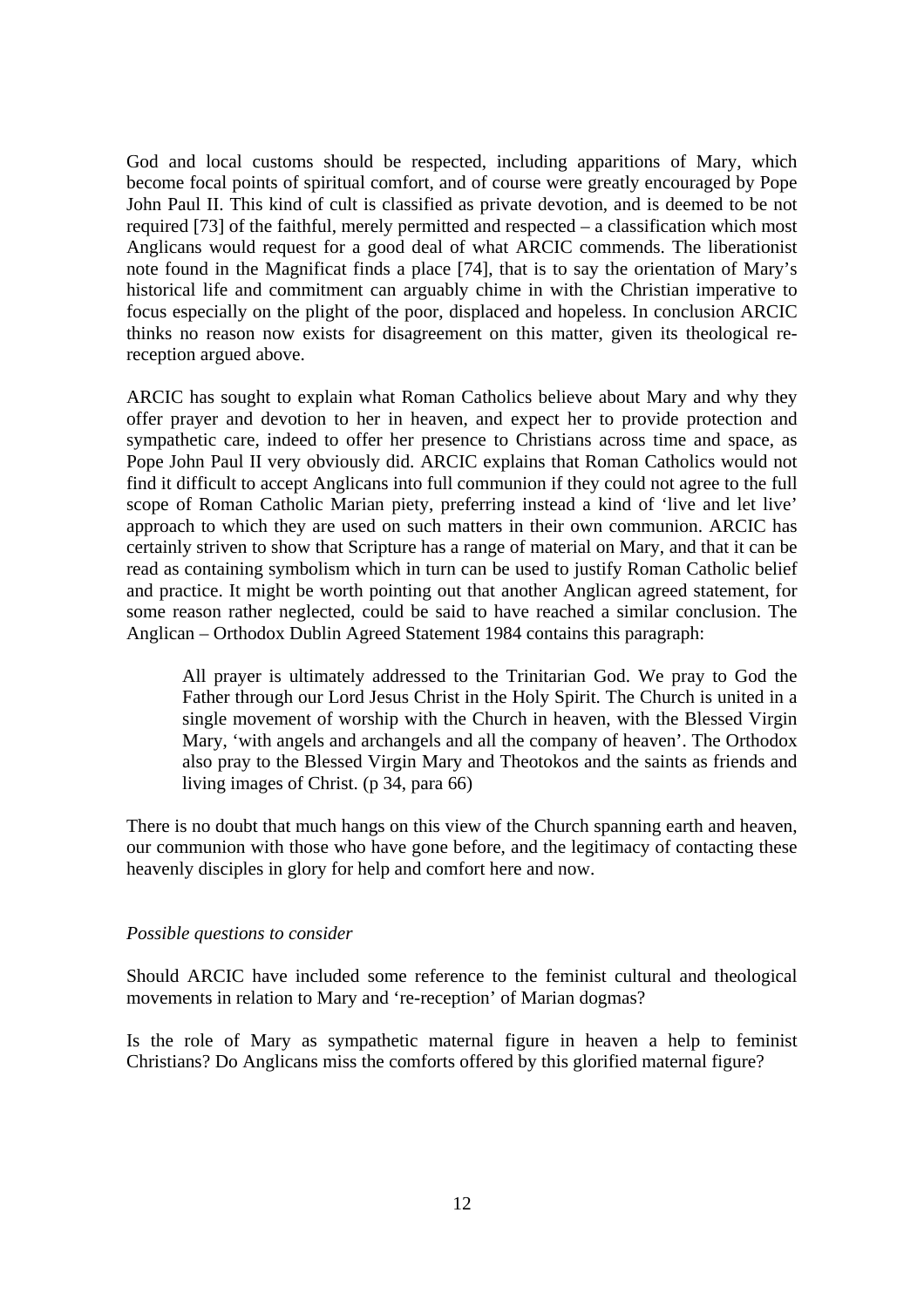God and local customs should be respected, including apparitions of Mary, which become focal points of spiritual comfort, and of course were greatly encouraged by Pope John Paul II. This kind of cult is classified as private devotion, and is deemed to be not required [73] of the faithful, merely permitted and respected – a classification which most Anglicans would request for a good deal of what ARCIC commends. The liberationist note found in the Magnificat finds a place [74], that is to say the orientation of Mary's historical life and commitment can arguably chime in with the Christian imperative to focus especially on the plight of the poor, displaced and hopeless. In conclusion ARCIC thinks no reason now exists for disagreement on this matter, given its theological re-reception argued above.

ARCIC has sought to explain what Roman Catholics believe about Mary and why they offer prayer and devotion to her in heaven, and expect her to provide protection and sympathetic care, indeed to offer her presence to Christians across time and space, as Pope John Paul II very obviously did. ARCIC explains that Roman Catholics would not find it difficult to accept Anglicans into full communion if they could not agree to the full scope of Roman Catholic Marian piety, preferring instead a kind of 'live and let live' approach to which they are used on such matters in their own communion. ARCIC has certainly striven to show that Scripture has a range of material on Mary, and that it can be read as containing symbolism which in turn can be used to justify Roman Catholic belief and practice. It might be worth pointing out that another Anglican agreed statement, for some reason rather neglected, could be said to have reached a similar conclusion. The Anglican – Orthodox Dublin Agreed Statement 1984 contains this paragraph:

> All prayer is ultimately addressed to the Trinitarian God. We pray to God the Father through our Lord Jesus Christ in the Holy Spirit. The Church is united in a single movement of worship with the Church in heaven, with the Blessed Virgin Mary, 'with angels and archangels and all the company of heaven'. The Orthodox also pray to the Blessed Virgin Mary and Theotokos and the saints as friends and living images of Christ. (p 34, para 66)

There is no doubt that much hangs on this view of the Church spanning earth and heaven, our communion with those who have gone before, and the legitimacy of contacting these heavenly disciples in glory for help and comfort here and now.

*Possible questions to consider*

Should ARCIC have included some reference to the feminist cultural and theological movements in relation to Mary and 're-reception' of Marian dogmas?

Is the role of Mary as sympathetic maternal figure in heaven a help to feminist Christians? Do Anglicans miss the comforts offered by this glorified maternal figure?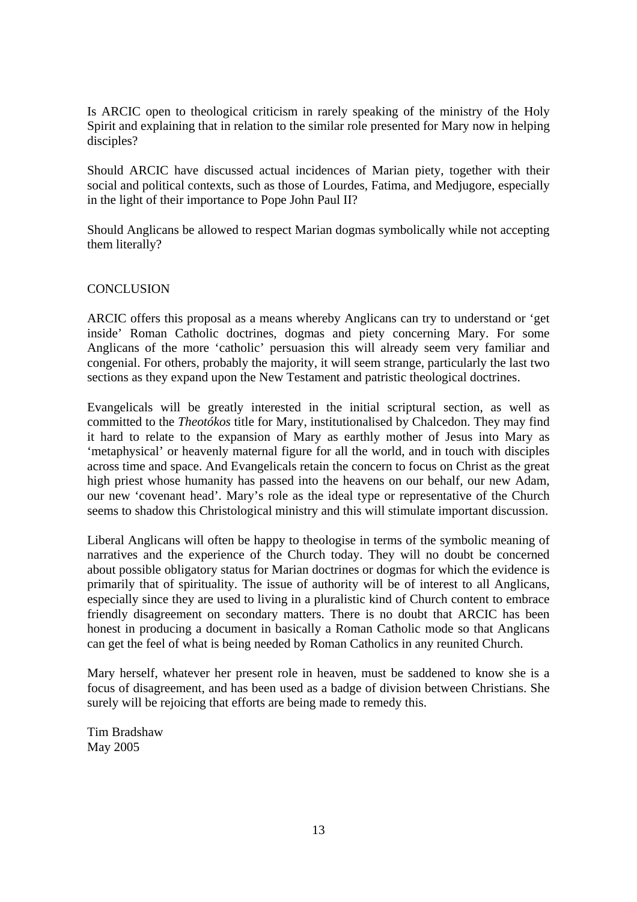Is ARCIC open to theological criticism in rarely speaking of the ministry of the Holy Spirit and explaining that in relation to the similar role presented for Mary now in helping disciples?

Should ARCIC have discussed actual incidences of Marian piety, together with their social and political contexts, such as those of Lourdes, Fatima, and Medjugore, especially in the light of their importance to Pope John Paul II?

Should Anglicans be allowed to respect Marian dogmas symbolically while not accepting them literally?

## CONCLUSION

ARCIC offers this proposal as a means whereby Anglicans can try to understand or 'get inside' Roman Catholic doctrines, dogmas and piety concerning Mary. For some Anglicans of the more 'catholic' persuasion this will already seem very familiar and congenial. For others, probably the majority, it will seem strange, particularly the last two sections as they expand upon the New Testament and patristic theological doctrines.

Evangelicals will be greatly interested in the initial scriptural section, as well as committed to the *Theotókos* title for Mary, institutionalised by Chalcedon. They may find it hard to relate to the expansion of Mary as earthly mother of Jesus into Mary as 'metaphysical' or heavenly maternal figure for all the world, and in touch with disciples across time and space. And Evangelicals retain the concern to focus on Christ as the great high priest whose humanity has passed into the heavens on our behalf, our new Adam, our new 'covenant head'. Mary's role as the ideal type or representative of the Church seems to shadow this Christological ministry and this will stimulate important discussion.

Liberal Anglicans will often be happy to theologise in terms of the symbolic meaning of narratives and the experience of the Church today. They will no doubt be concerned about possible obligatory status for Marian doctrines or dogmas for which the evidence is primarily that of spirituality. The issue of authority will be of interest to all Anglicans, especially since they are used to living in a pluralistic kind of Church content to embrace friendly disagreement on secondary matters. There is no doubt that ARCIC has been honest in producing a document in basically a Roman Catholic mode so that Anglicans can get the feel of what is being needed by Roman Catholics in any reunited Church.

Mary herself, whatever her present role in heaven, must be saddened to know she is a focus of disagreement, and has been used as a badge of division between Christians. She surely will be rejoicing that efforts are being made to remedy this.

Tim Bradshaw
May 2005